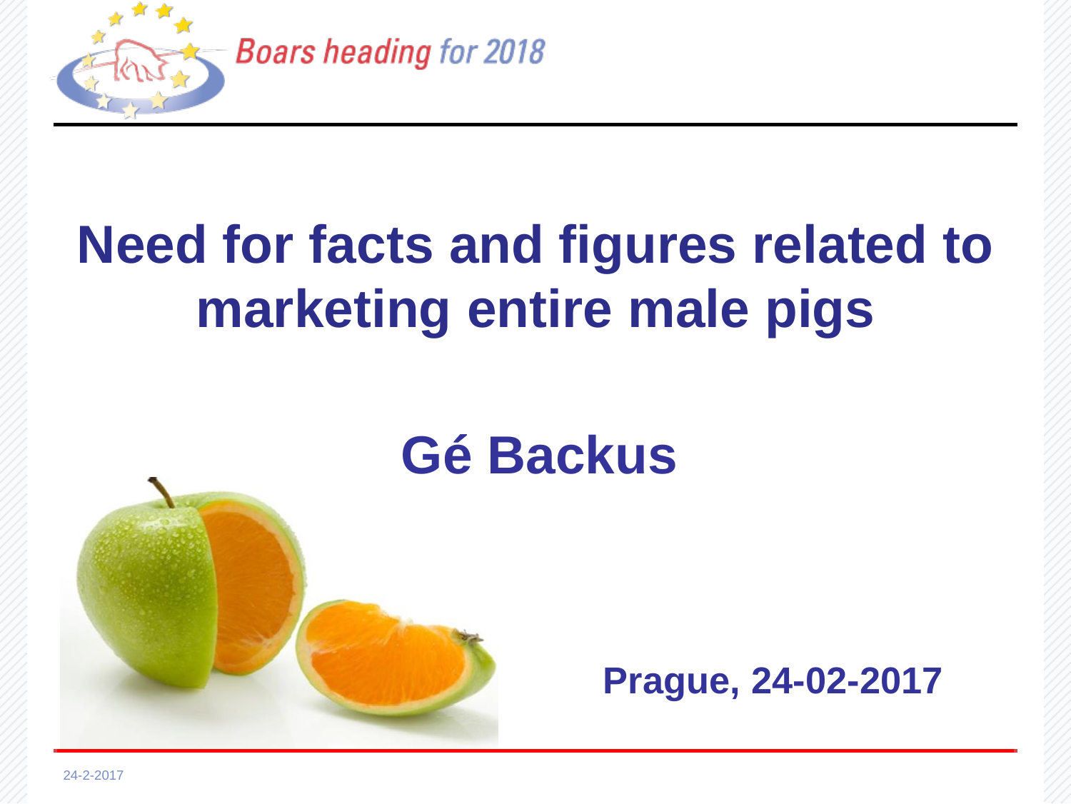Boars heading for 2018

# Need for facts and figures related to marketing entire male pigs

## Gé Backus

**Prague, 24-02-2017**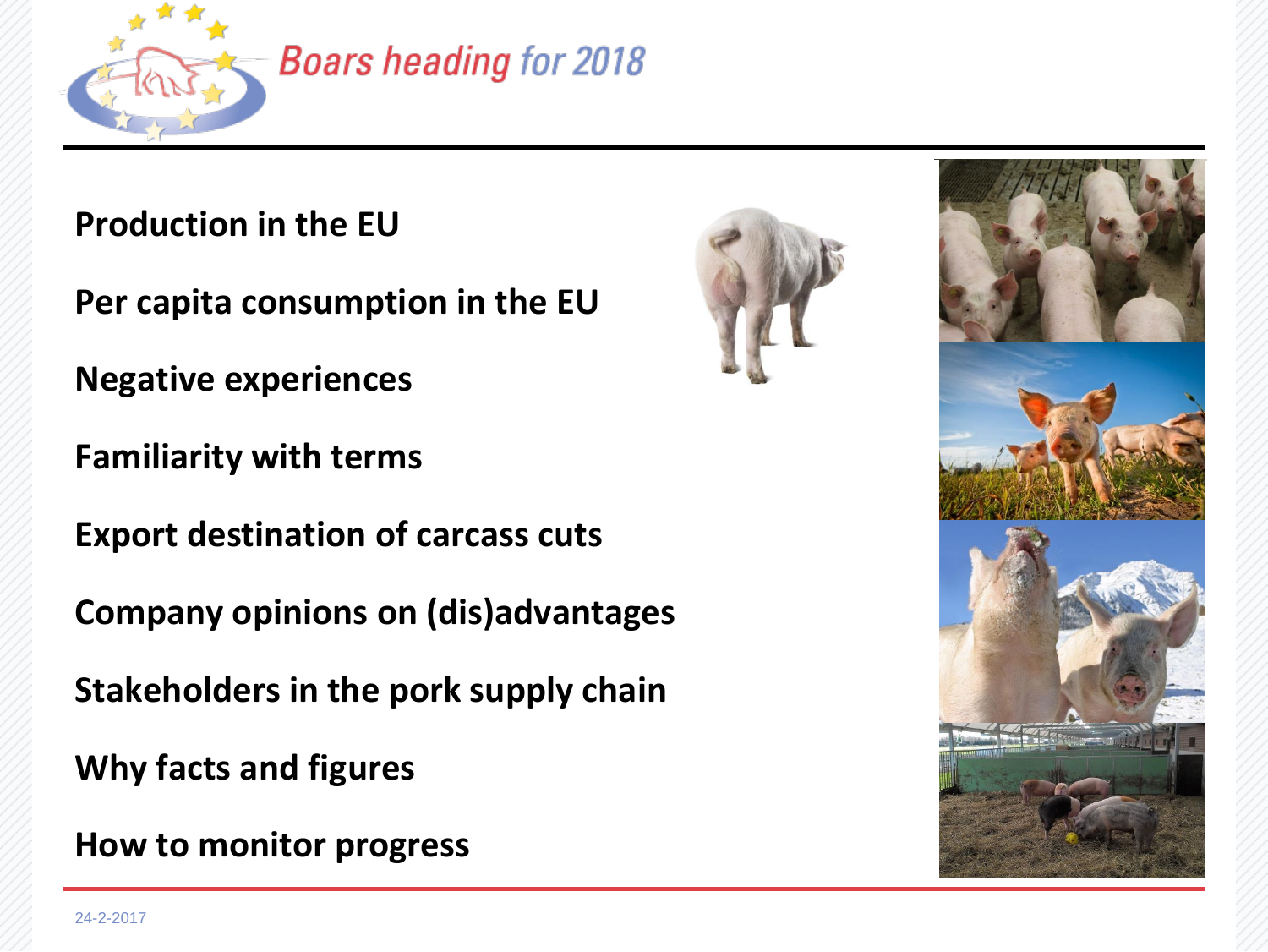**Production in the EU**

**Per capita consumption in the EU**

**Negative experiences**

**Familiarity with terms**

**Export destination of carcass cuts**

**Company opinions on (dis)advantages**

**Stakeholders in the pork supply chain**

**Why facts and figures**

**How to monitor progress**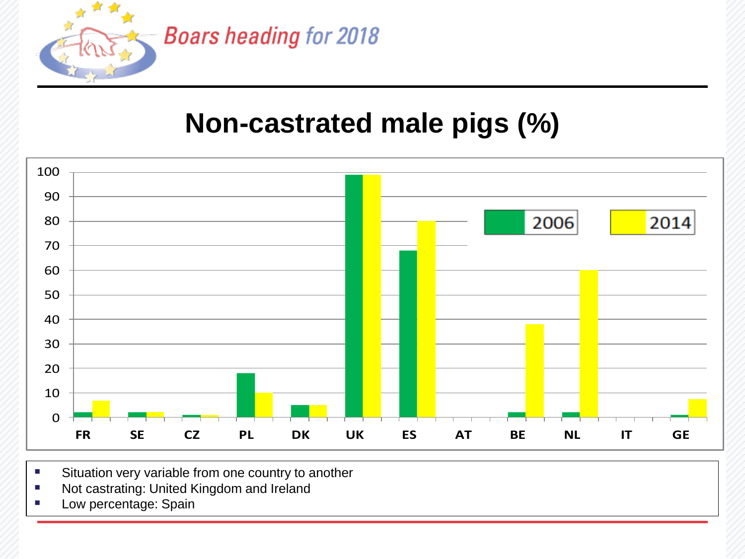# Non-castrated male pigs (%)

| | 2006 | 2014 |
|---|---|---|
| FR | 2 | 7 |
| SE | 2 | 2 |
| CZ | 1 | 1 |
| PL | 18 | 10 |
| DK | 5 | 5 |
| UK | 99 | 99 |
| ES | 68 | 80 |
| AT | | |
| BE | 2 | 38 |
| NL | 2 | 60 |
| IT | | |
| GE | 1 | 7.5 |

- Situation very variable from one country to another
- Not castrating: United Kingdom and Ireland
- Low percentage: Spain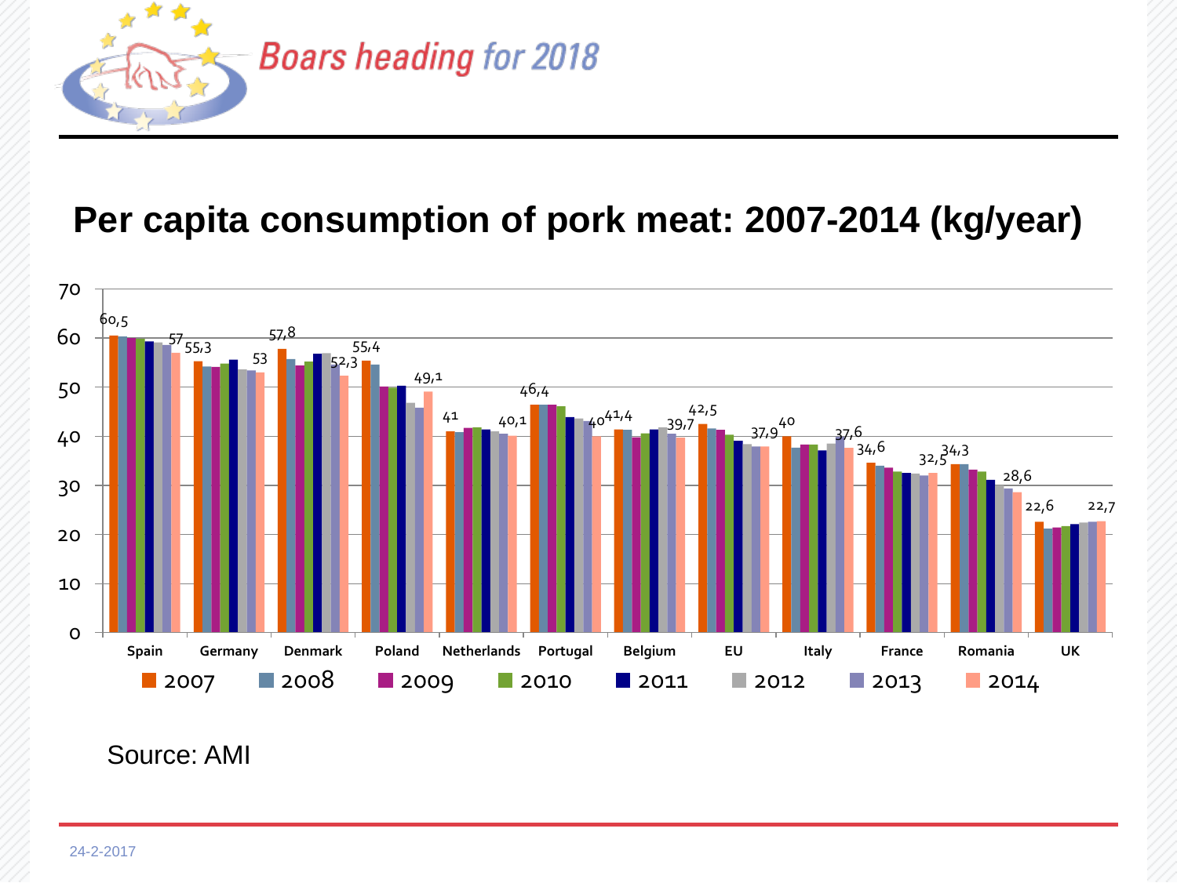# Per capita consumption of pork meat: 2007-2014 (kg/year)

| Country | 2007 | 2014 |
|---|---|---|
| Spain | 60,5 | 57 |
| Germany | 55,3 | 53 |
| Denmark | 57,8 | 52,3 |
| Poland | 55,4 | 49,1 |
| Netherlands | 41 | 40,1 |
| Portugal | 46,4 | 40 |
| Belgium | 41,4 | 39,7 |
| EU | 42,5 | 37,9 |
| Italy | 40 | 37,6 |
| France | 34,6 | 32,5 |
| Romania | 34,3 | 28,6 |
| UK | 22,6 | 22,7 |

Source: AMI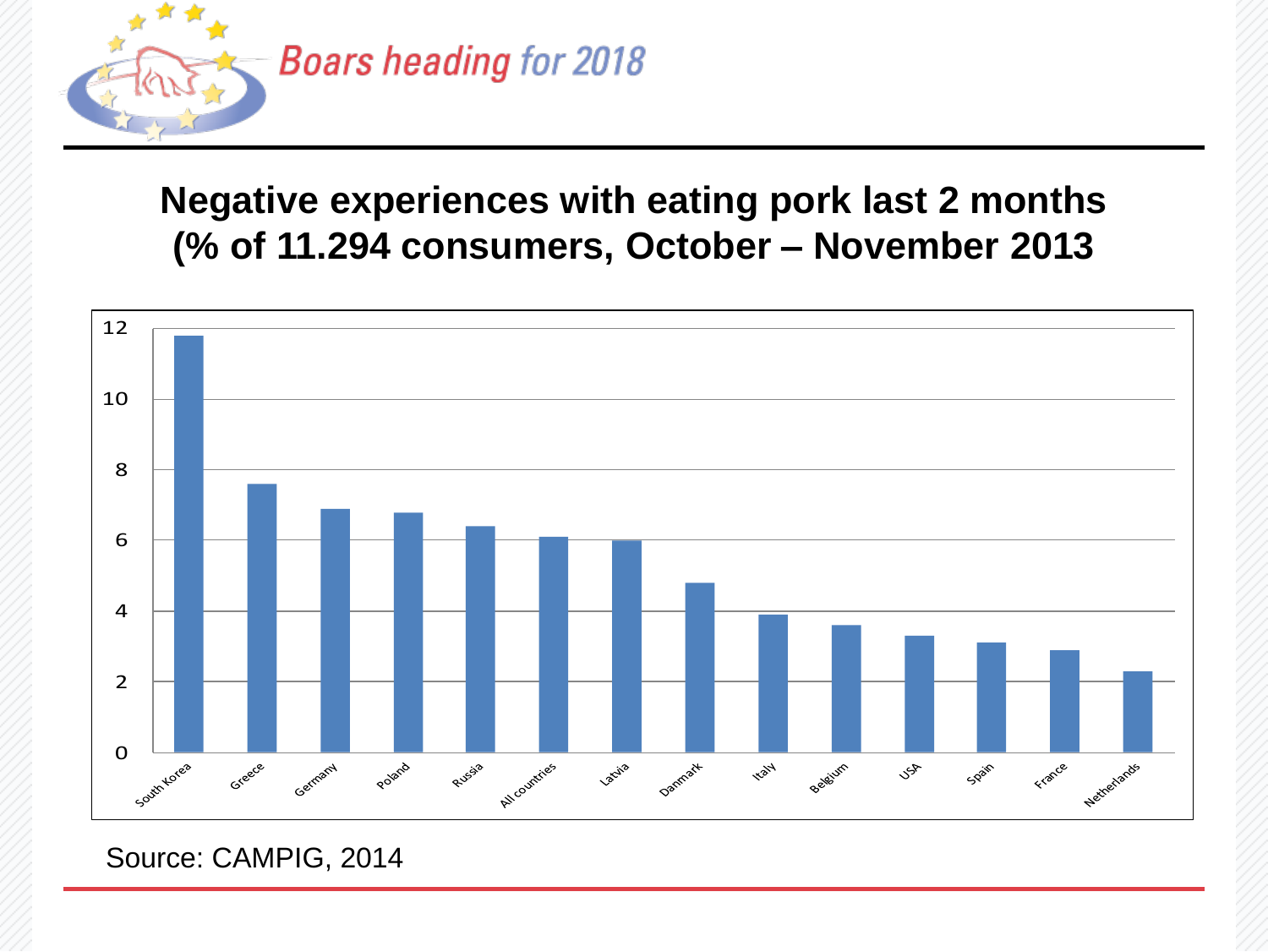# Negative experiences with eating pork last 2 months (% of 11.294 consumers, October – November 2013

| Country | % |
|---|---|
| South Korea | 11.8 |
| Greece | 7.6 |
| Germany | 6.9 |
| Poland | 6.8 |
| Russia | 6.4 |
| All countries | 6.1 |
| Latvia | 6.0 |
| Danmark | 4.8 |
| Italy | 3.9 |
| Belgium | 3.6 |
| USA | 3.3 |
| Spain | 3.1 |
| France | 2.9 |
| Netherlands | 2.3 |

*Values are approximate readings from the bar chart.*

Source: CAMPIG, 2014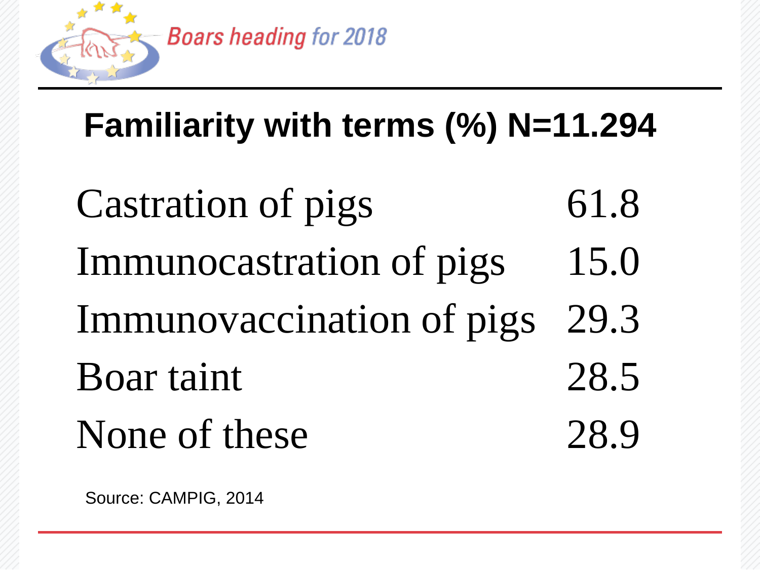## Familiarity with terms (%) N=11.294

| Term | % |
|---|---|
| Castration of pigs | 61.8 |
| Immunocastration of pigs | 15.0 |
| Immunovaccination of pigs | 29.3 |
| Boar taint | 28.5 |
| None of these | 28.9 |

Source: CAMPIG, 2014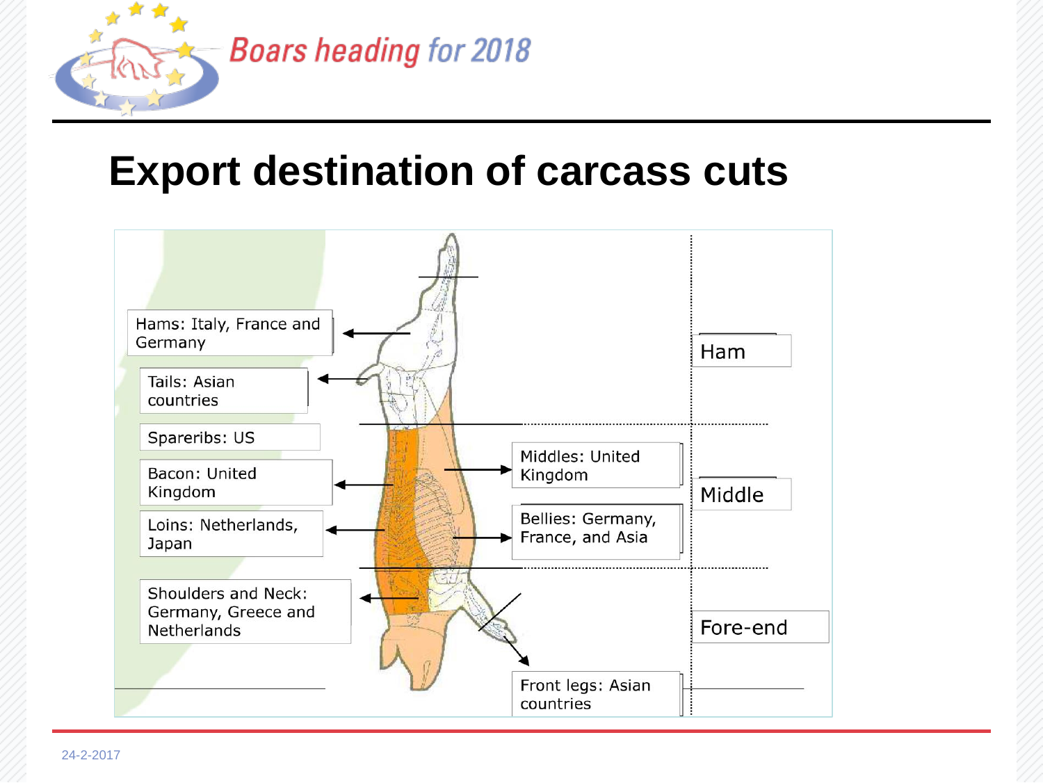# Export destination of carcass cuts

Hams: Italy, France and Germany

Tails: Asian countries

Spareribs: US

Bacon: United Kingdom

Loins: Netherlands, Japan

Shoulders and Neck: Germany, Greece and Netherlands

Middles: United Kingdom

Bellies: Germany, France, and Asia

Front legs: Asian countries

Ham

Middle

Fore-end

24-2-2017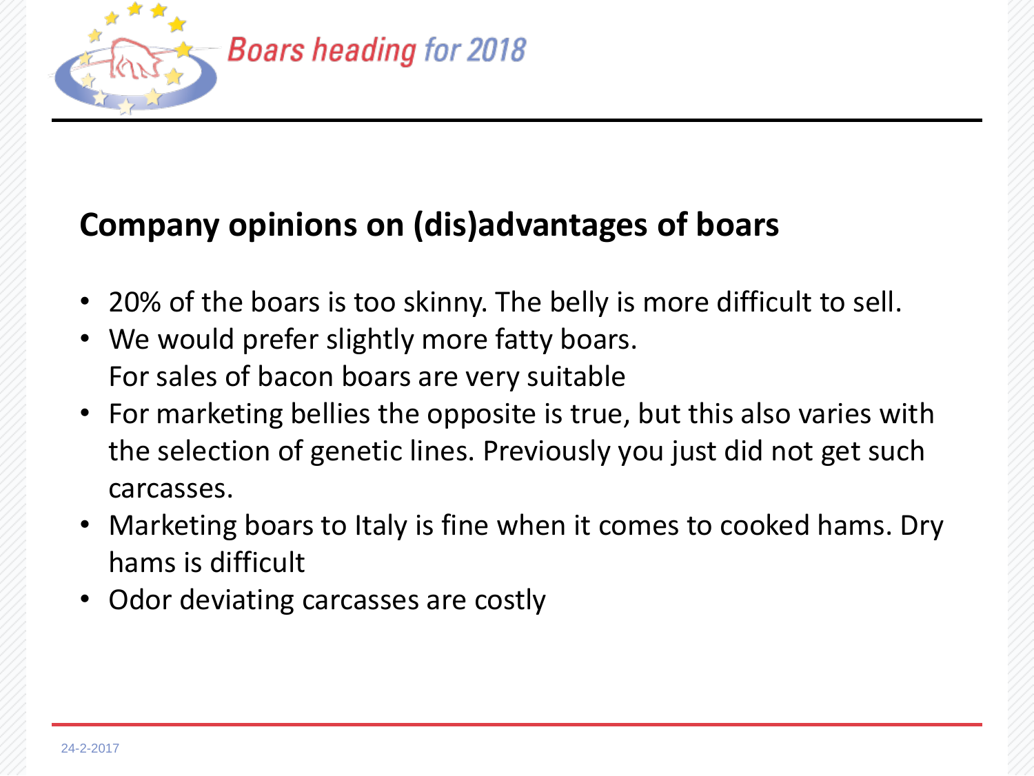## Company opinions on (dis)advantages of boars

- 20% of the boars is too skinny. The belly is more difficult to sell.
- We would prefer slightly more fatty boars.
  For sales of bacon boars are very suitable
- For marketing bellies the opposite is true, but this also varies with the selection of genetic lines. Previously you just did not get such carcasses.
- Marketing boars to Italy is fine when it comes to cooked hams. Dry hams is difficult
- Odor deviating carcasses are costly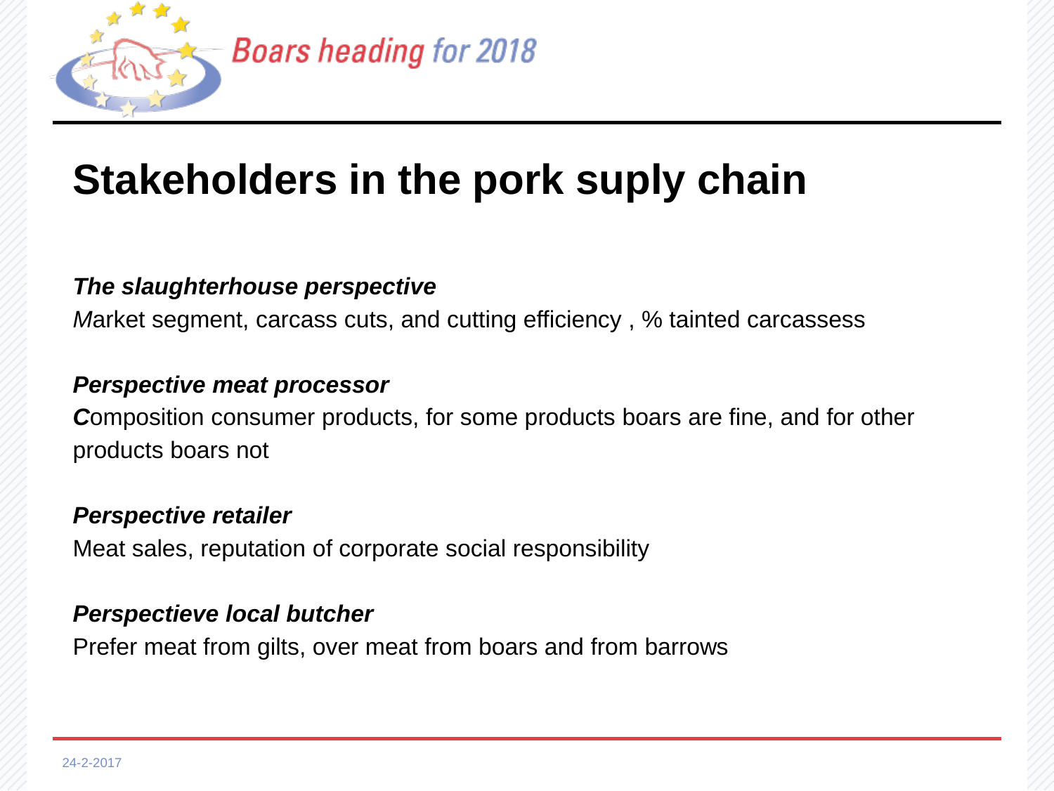# Stakeholders in the pork suply chain

***The slaughterhouse perspective***
*M*arket segment, carcass cuts, and cutting efficiency , % tainted carcassess

***Perspective meat processor***
***C***omposition consumer products, for some products boars are fine, and for other products boars not

***Perspective retailer***
Meat sales, reputation of corporate social responsibility

***Perspectieve local butcher***
Prefer meat from gilts, over meat from boars and from barrows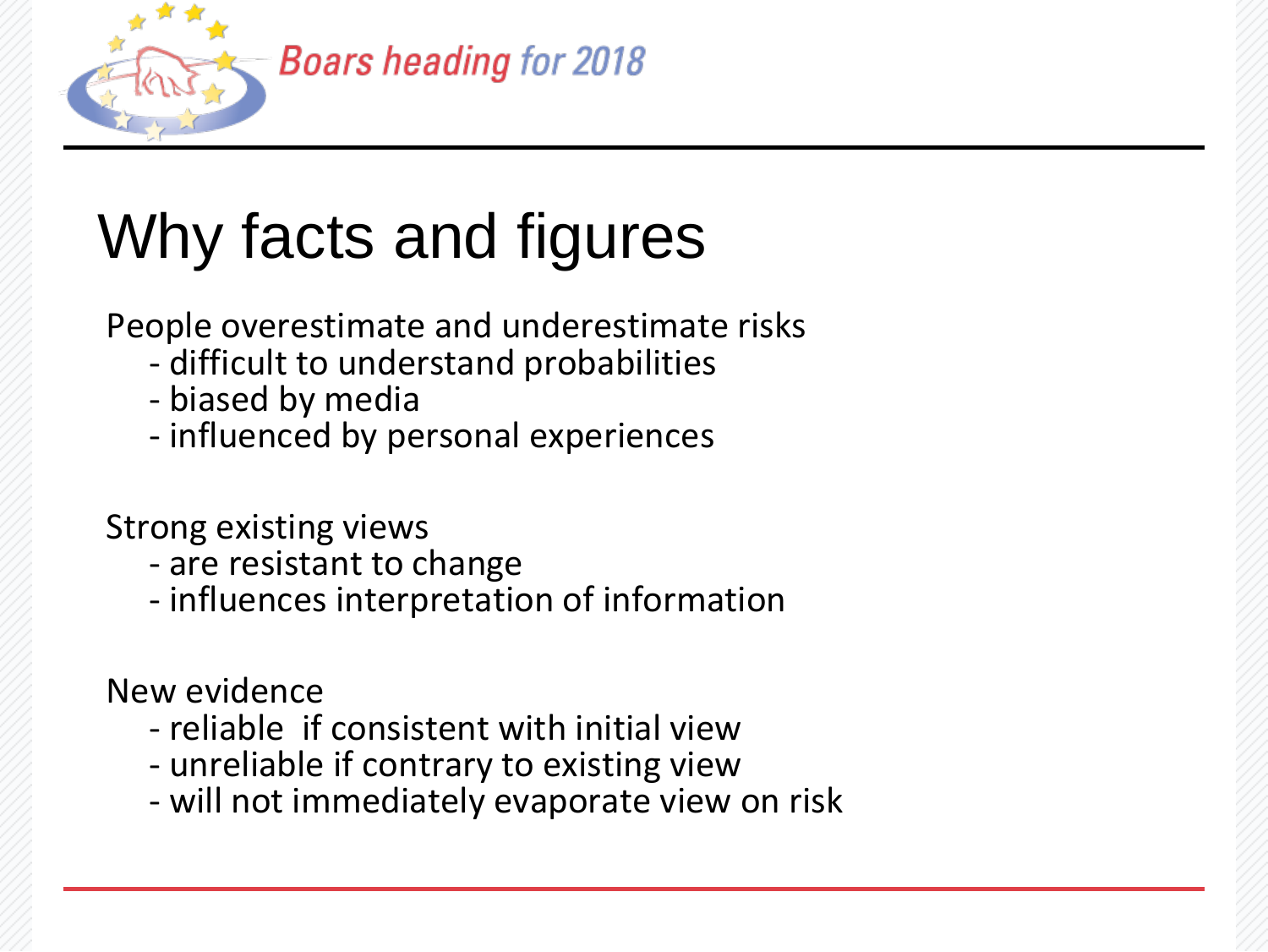# Why facts and figures

People overestimate and underestimate risks

- difficult to understand probabilities
- biased by media
- influenced by personal experiences

Strong existing views

- are resistant to change
- influences interpretation of information

New evidence

- reliable if consistent with initial view
- unreliable if contrary to existing view
- will not immediately evaporate view on risk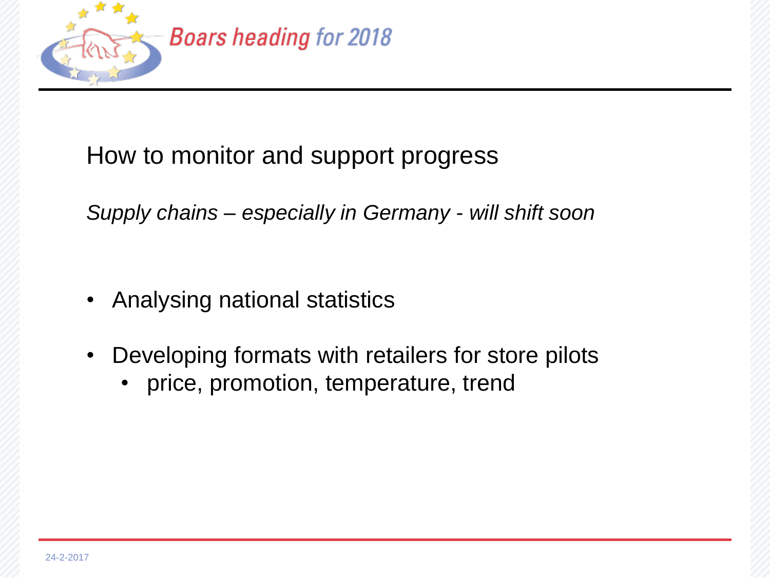## How to monitor and support progress

*Supply chains – especially in Germany - will shift soon*

- Analysing national statistics
- Developing formats with retailers for store pilots
  - price, promotion, temperature, trend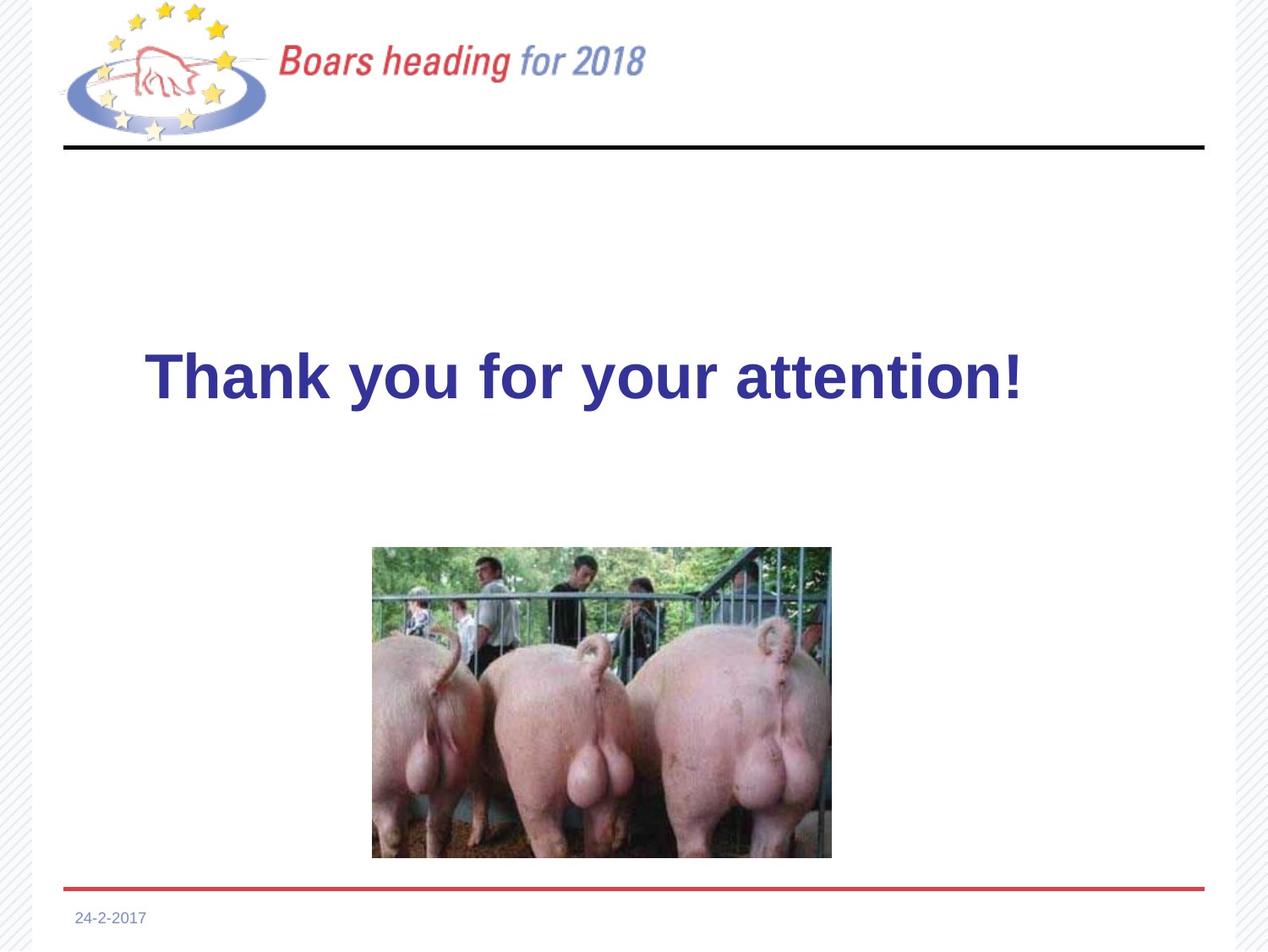# Thank you for your attention!